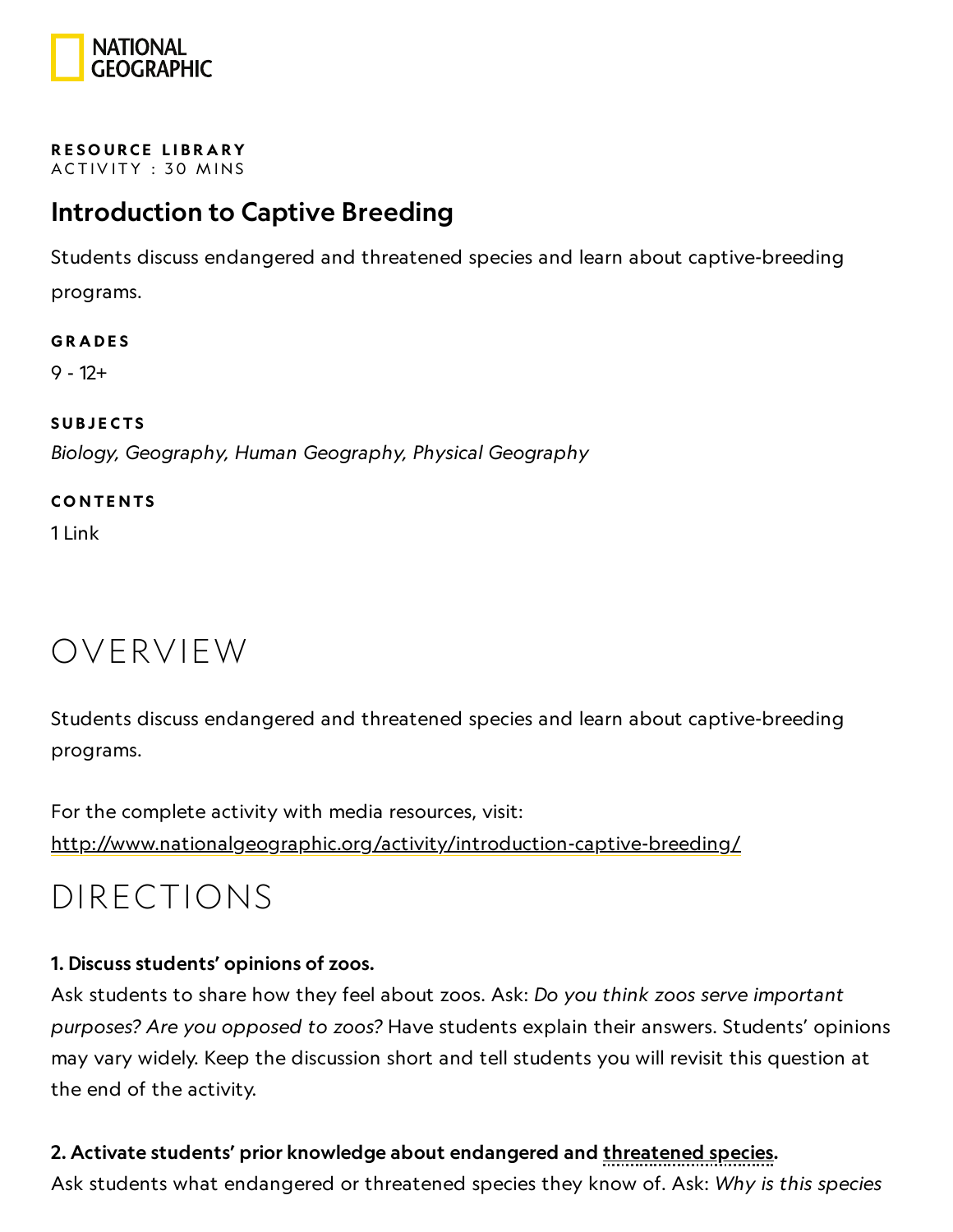NATIONAL GEOGRAPHIC

**RESOURCE LIBRARY**
ACTIVITY : 30 MINS

# Introduction to Captive Breeding

Students discuss endangered and threatened species and learn about captive-breeding programs.

**GRADES**

9 - 12+

**SUBJECTS**

*Biology, Geography, Human Geography, Physical Geography*

**CONTENTS**

1 Link

## OVERVIEW

Students discuss endangered and threatened species and learn about captive-breeding programs.

For the complete activity with media resources, visit:
http://www.nationalgeographic.org/activity/introduction-captive-breeding/

## DIRECTIONS

**1. Discuss students' opinions of zoos.**

Ask students to share how they feel about zoos. Ask: *Do you think zoos serve important purposes? Are you opposed to zoos?* Have students explain their answers. Students' opinions may vary widely. Keep the discussion short and tell students you will revisit this question at the end of the activity.

**2. Activate students' prior knowledge about endangered and threatened species.**

Ask students what endangered or threatened species they know of. Ask: *Why is this species*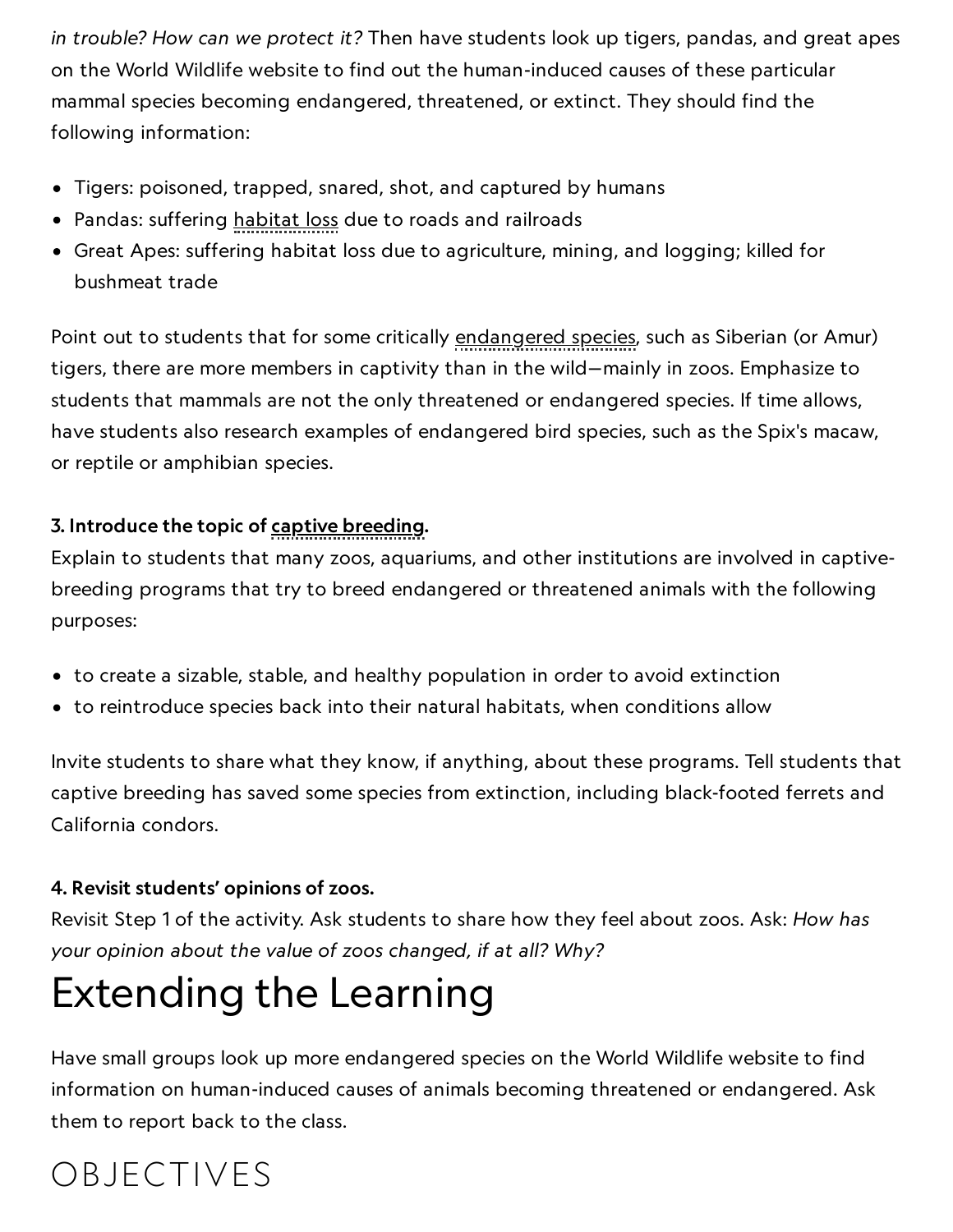*in trouble? How can we protect it?* Then have students look up tigers, pandas, and great apes on the World Wildlife website to find out the human-induced causes of these particular mammal species becoming endangered, threatened, or extinct. They should find the following information:

- Tigers: poisoned, trapped, snared, shot, and captured by humans
- Pandas: suffering habitat loss due to roads and railroads
- Great Apes: suffering habitat loss due to agriculture, mining, and logging; killed for bushmeat trade

Point out to students that for some critically endangered species, such as Siberian (or Amur) tigers, there are more members in captivity than in the wild—mainly in zoos. Emphasize to students that mammals are not the only threatened or endangered species. If time allows, have students also research examples of endangered bird species, such as the Spix's macaw, or reptile or amphibian species.

**3. Introduce the topic of captive breeding.**

Explain to students that many zoos, aquariums, and other institutions are involved in captive-breeding programs that try to breed endangered or threatened animals with the following purposes:

- to create a sizable, stable, and healthy population in order to avoid extinction
- to reintroduce species back into their natural habitats, when conditions allow

Invite students to share what they know, if anything, about these programs. Tell students that captive breeding has saved some species from extinction, including black-footed ferrets and California condors.

**4. Revisit students' opinions of zoos.**

Revisit Step 1 of the activity. Ask students to share how they feel about zoos. Ask: *How has your opinion about the value of zoos changed, if at all? Why?*

# Extending the Learning

Have small groups look up more endangered species on the World Wildlife website to find information on human-induced causes of animals becoming threatened or endangered. Ask them to report back to the class.

# OBJECTIVES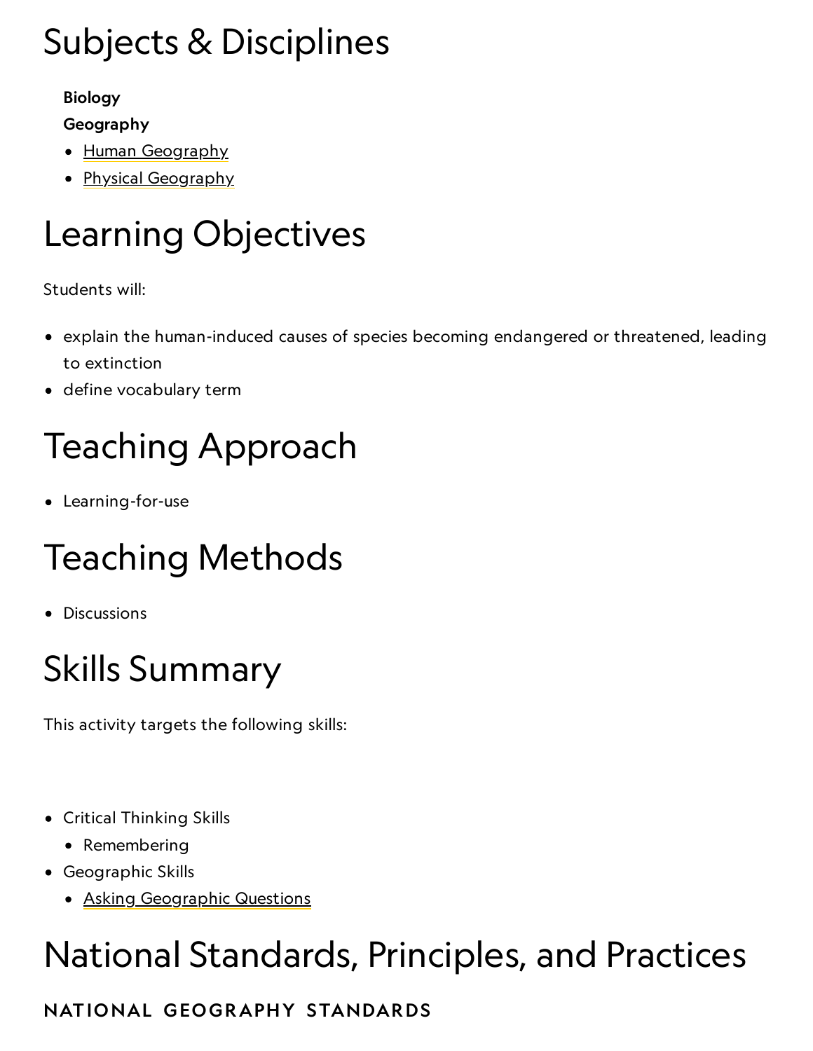# Subjects & Disciplines

**Biology**

**Geography**

- Human Geography
- Physical Geography

# Learning Objectives

Students will:

- explain the human-induced causes of species becoming endangered or threatened, leading to extinction
- define vocabulary term

# Teaching Approach

- Learning-for-use

# Teaching Methods

- Discussions

# Skills Summary

This activity targets the following skills:

- Critical Thinking Skills
  - Remembering
- Geographic Skills
  - Asking Geographic Questions

# National Standards, Principles, and Practices

## NATIONAL GEOGRAPHY STANDARDS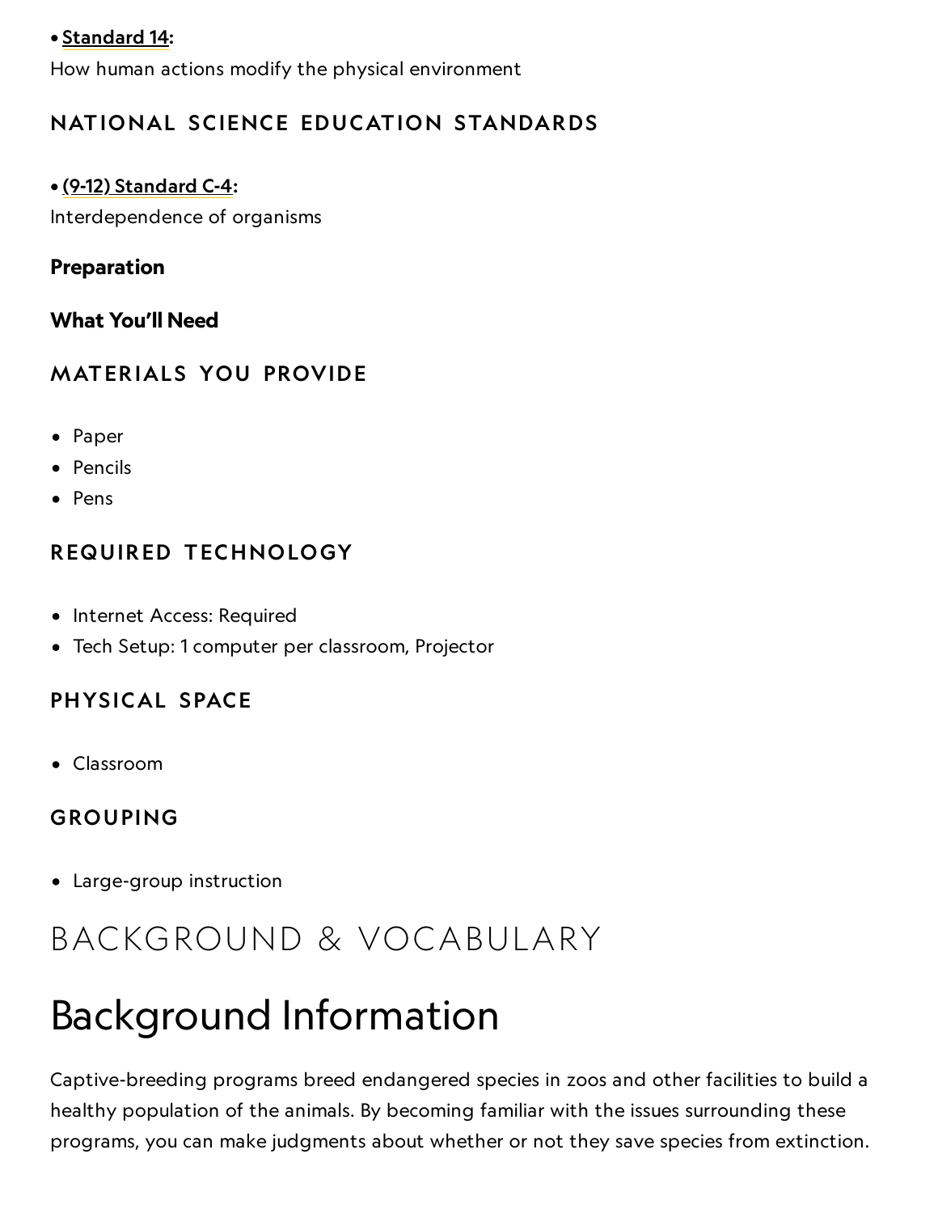- **Standard 14**:

How human actions modify the physical environment

### NATIONAL SCIENCE EDUCATION STANDARDS

- **(9-12) Standard C-4**:

Interdependence of organisms

**Preparation**

**What You'll Need**

### MATERIALS YOU PROVIDE

- Paper
- Pencils
- Pens

### REQUIRED TECHNOLOGY

- Internet Access: Required
- Tech Setup: 1 computer per classroom, Projector

### PHYSICAL SPACE

- Classroom

### GROUPING

- Large-group instruction

## BACKGROUND & VOCABULARY

# Background Information

Captive-breeding programs breed endangered species in zoos and other facilities to build a healthy population of the animals. By becoming familiar with the issues surrounding these programs, you can make judgments about whether or not they save species from extinction.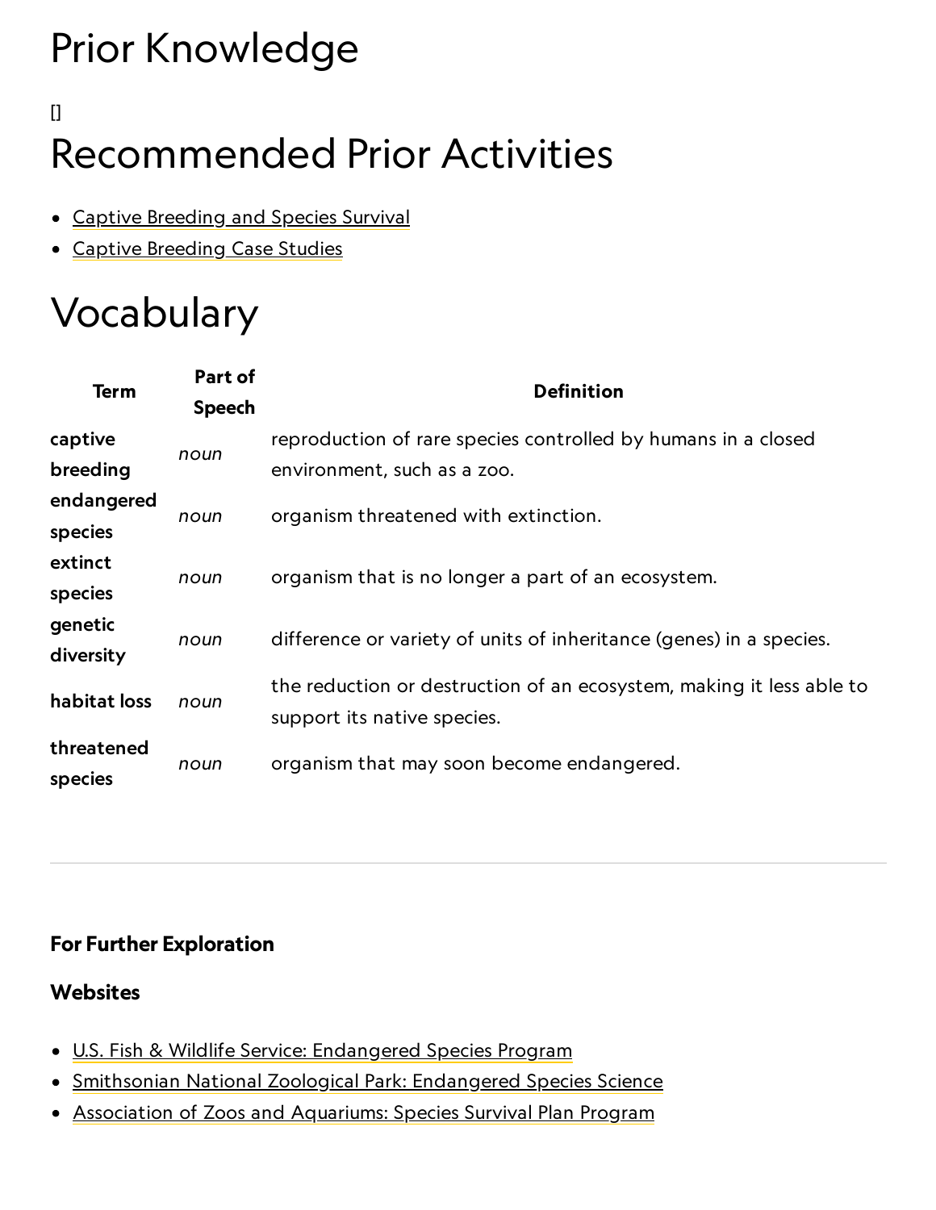# Prior Knowledge

[]

# Recommended Prior Activities

- Captive Breeding and Species Survival
- Captive Breeding Case Studies

# Vocabulary

| Term | Part of Speech | Definition |
|---|---|---|
| **captive breeding** | *noun* | reproduction of rare species controlled by humans in a closed environment, such as a zoo. |
| **endangered species** | *noun* | organism threatened with extinction. |
| **extinct species** | *noun* | organism that is no longer a part of an ecosystem. |
| **genetic diversity** | *noun* | difference or variety of units of inheritance (genes) in a species. |
| **habitat loss** | *noun* | the reduction or destruction of an ecosystem, making it less able to support its native species. |
| **threatened species** | *noun* | organism that may soon become endangered. |

---

**For Further Exploration**

**Websites**

- U.S. Fish & Wildlife Service: Endangered Species Program
- Smithsonian National Zoological Park: Endangered Species Science
- Association of Zoos and Aquariums: Species Survival Plan Program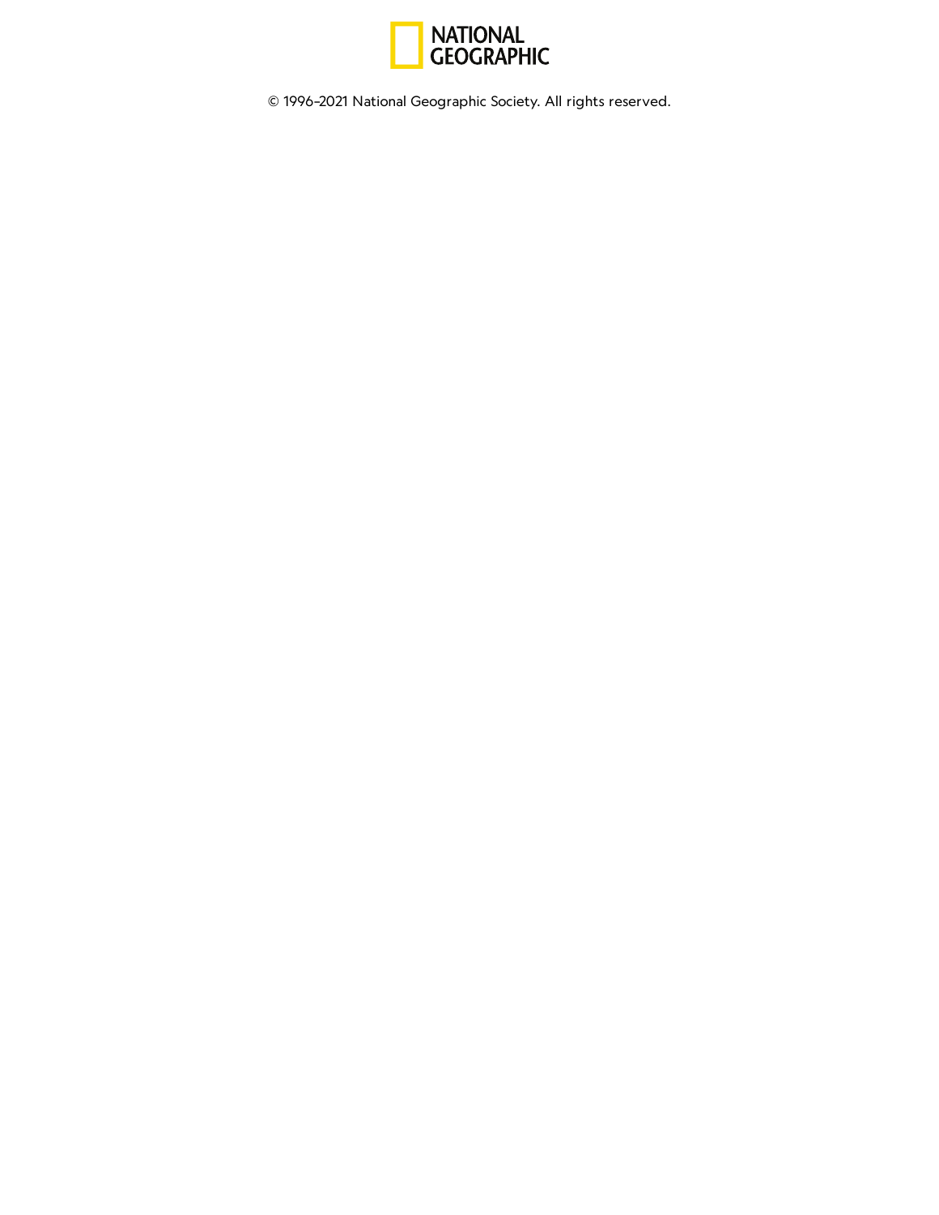NATIONAL GEOGRAPHIC

© 1996–2021 National Geographic Society. All rights reserved.